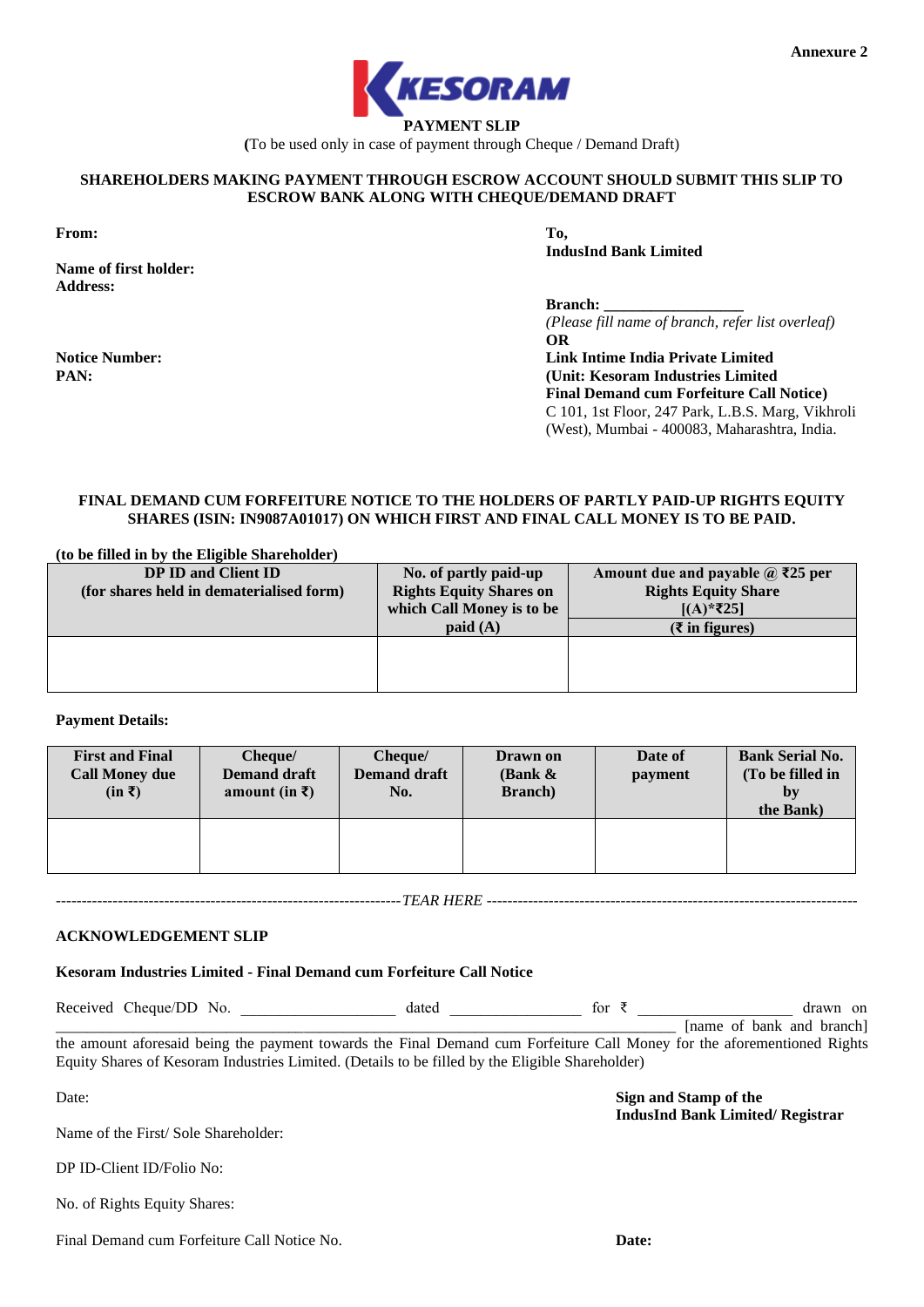Annexure 2

KESORAM

**PAYMENT SLIP**

(To be used only in case of payment through Cheque / Demand Draft)

**SHAREHOLDERS MAKING PAYMENT THROUGH ESCROW ACCOUNT SHOULD SUBMIT THIS SLIP TO ESCROW BANK ALONG WITH CHEQUE/DEMAND DRAFT**

**From:**

**Name of first holder:**
**Address:**

**Notice Number:**
**PAN:**

**To,**
**IndusInd Bank Limited**

**Branch:** ________________
*(Please fill name of branch, refer list overleaf)*
**OR**
**Link Intime India Private Limited**
**(Unit: Kesoram Industries Limited**
**Final Demand cum Forfeiture Call Notice)**
C 101, 1st Floor, 247 Park, L.B.S. Marg, Vikhroli (West), Mumbai - 400083, Maharashtra, India.

**FINAL DEMAND CUM FORFEITURE NOTICE TO THE HOLDERS OF PARTLY PAID-UP RIGHTS EQUITY SHARES (ISIN: IN9087A01017) ON WHICH FIRST AND FINAL CALL MONEY IS TO BE PAID.**

**(to be filled in by the Eligible Shareholder)**

| DP ID and Client ID (for shares held in dematerialised form) | No. of partly paid-up Rights Equity Shares on which Call Money is to be paid (A) | Amount due and payable @ ₹25 per Rights Equity Share [(A)*₹25] (₹ in figures) |
|---|---|---|
| | | |

**Payment Details:**

| First and Final Call Money due (in ₹) | Cheque/ Demand draft amount (in ₹) | Cheque/ Demand draft No. | Drawn on (Bank & Branch) | Date of payment | Bank Serial No. (To be filled in by the Bank) |
|---|---|---|---|---|---|
| | | | | | |

-------------------------------------------------------------------- *TEAR HERE* --------------------------------------------------------------------

**ACKNOWLEDGEMENT SLIP**

**Kesoram Industries Limited - Final Demand cum Forfeiture Call Notice**

Received Cheque/DD No. ________________ dated ______________ for ₹ ________________ drawn on ________________________________________________ [name of bank and branch] the amount aforesaid being the payment towards the Final Demand cum Forfeiture Call Money for the aforementioned Rights Equity Shares of Kesoram Industries Limited. (Details to be filled by the Eligible Shareholder)

Date:

Name of the First/ Sole Shareholder:

DP ID-Client ID/Folio No:

No. of Rights Equity Shares:

Final Demand cum Forfeiture Call Notice No.

**Sign and Stamp of the**
**IndusInd Bank Limited/ Registrar**

**Date:**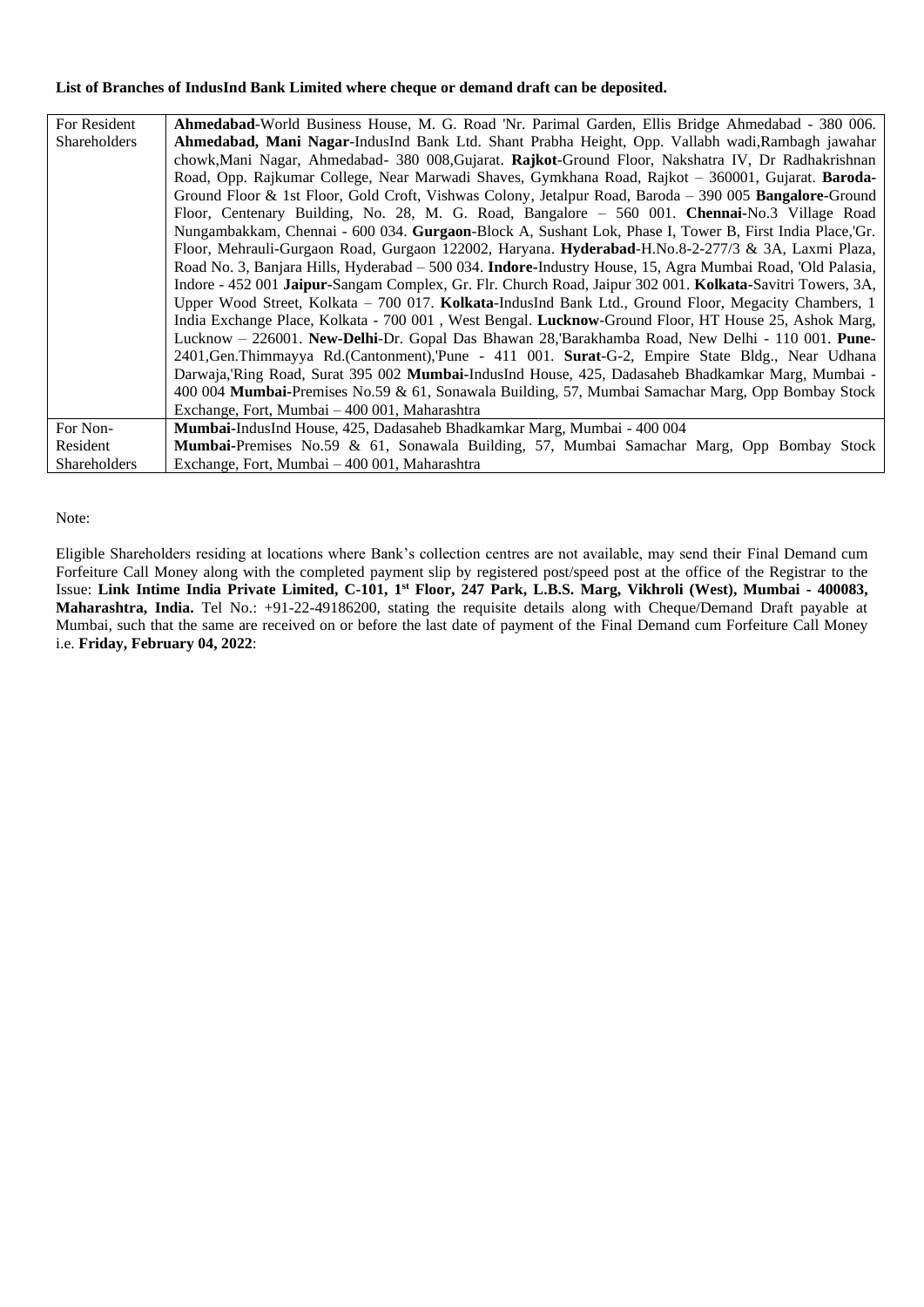**List of Branches of IndusInd Bank Limited where cheque or demand draft can be deposited.**

| | |
|---|---|
| For Resident Shareholders | **Ahmedabad**-World Business House, M. G. Road 'Nr. Parimal Garden, Ellis Bridge Ahmedabad - 380 006. **Ahmedabad, Mani Nagar**-IndusInd Bank Ltd. Shant Prabha Height, Opp. Vallabh wadi,Rambagh jawahar chowk,Mani Nagar, Ahmedabad- 380 008,Gujarat. **Rajkot**-Ground Floor, Nakshatra IV, Dr Radhakrishnan Road, Opp. Rajkumar College, Near Marwadi Shaves, Gymkhana Road, Rajkot – 360001, Gujarat. **Baroda**-Ground Floor & 1st Floor, Gold Croft, Vishwas Colony, Jetalpur Road, Baroda – 390 005 **Bangalore**-Ground Floor, Centenary Building, No. 28, M. G. Road, Bangalore – 560 001. **Chennai-**No.3 Village Road Nungambakkam, Chennai - 600 034. **Gurgaon**-Block A, Sushant Lok, Phase I, Tower B, First India Place,'Gr. Floor, Mehrauli-Gurgaon Road, Gurgaon 122002, Haryana. **Hyderabad**-H.No.8-2-277/3 & 3A, Laxmi Plaza, Road No. 3, Banjara Hills, Hyderabad – 500 034. **Indore-**Industry House, 15, Agra Mumbai Road, 'Old Palasia, Indore - 452 001 **Jaipur-**Sangam Complex, Gr. Flr. Church Road, Jaipur 302 001. **Kolkata-**Savitri Towers, 3A, Upper Wood Street, Kolkata – 700 017. **Kolkata**-IndusInd Bank Ltd., Ground Floor, Megacity Chambers, 1 India Exchange Place, Kolkata - 700 001 , West Bengal. **Lucknow**-Ground Floor, HT House 25, Ashok Marg, Lucknow – 226001. **New-Delhi**-Dr. Gopal Das Bhawan 28,'Barakhamba Road, New Delhi - 110 001. **Pune**-2401,Gen.Thimmayya Rd.(Cantonment),'Pune - 411 001. **Surat**-G-2, Empire State Bldg., Near Udhana Darwaja,'Ring Road, Surat 395 002 **Mumbai-**IndusInd House, 425, Dadasaheb Bhadkamkar Marg, Mumbai - 400 004 **Mumbai-**Premises No.59 & 61, Sonawala Building, 57, Mumbai Samachar Marg, Opp Bombay Stock Exchange, Fort, Mumbai – 400 001, Maharashtra |
| For Non-Resident Shareholders | **Mumbai-**IndusInd House, 425, Dadasaheb Bhadkamkar Marg, Mumbai - 400 004<br>**Mumbai-**Premises No.59 & 61, Sonawala Building, 57, Mumbai Samachar Marg, Opp Bombay Stock Exchange, Fort, Mumbai – 400 001, Maharashtra |

Note:

Eligible Shareholders residing at locations where Bank's collection centres are not available, may send their Final Demand cum Forfeiture Call Money along with the completed payment slip by registered post/speed post at the office of the Registrar to the Issue: **Link Intime India Private Limited, C-101, 1st Floor, 247 Park, L.B.S. Marg, Vikhroli (West), Mumbai - 400083, Maharashtra, India.** Tel No.: +91-22-49186200, stating the requisite details along with Cheque/Demand Draft payable at Mumbai, such that the same are received on or before the last date of payment of the Final Demand cum Forfeiture Call Money i.e. **Friday, February 04, 2022**: